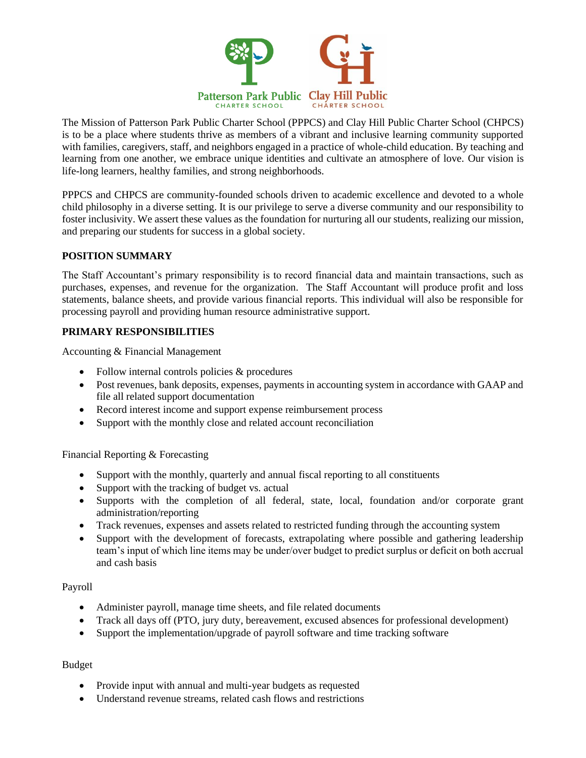The Mission of Patterson Park Public Charter School (PPPCS) and Clay Hill Public Charter School (CHPCS) is to be a place where students thrive as members of a vibrant and inclusive learning community supported with families, caregivers, staff, and neighbors engaged in a practice of whole-child education. By teaching and learning from one another, we embrace unique identities and cultivate an atmosphere of love. Our vision is life-long learners, healthy families, and strong neighborhoods.

PPPCS and CHPCS are community-founded schools driven to academic excellence and devoted to a whole child philosophy in a diverse setting. It is our privilege to serve a diverse community and our responsibility to foster inclusivity. We assert these values as the foundation for nurturing all our students, realizing our mission, and preparing our students for success in a global society.

**POSITION SUMMARY**

The Staff Accountant's primary responsibility is to record financial data and maintain transactions, such as purchases, expenses, and revenue for the organization. The Staff Accountant will produce profit and loss statements, balance sheets, and provide various financial reports. This individual will also be responsible for processing payroll and providing human resource administrative support.

**PRIMARY RESPONSIBILITIES**

Accounting & Financial Management

- Follow internal controls policies & procedures
- Post revenues, bank deposits, expenses, payments in accounting system in accordance with GAAP and file all related support documentation
- Record interest income and support expense reimbursement process
- Support with the monthly close and related account reconciliation

Financial Reporting & Forecasting

- Support with the monthly, quarterly and annual fiscal reporting to all constituents
- Support with the tracking of budget vs. actual
- Supports with the completion of all federal, state, local, foundation and/or corporate grant administration/reporting
- Track revenues, expenses and assets related to restricted funding through the accounting system
- Support with the development of forecasts, extrapolating where possible and gathering leadership team's input of which line items may be under/over budget to predict surplus or deficit on both accrual and cash basis

Payroll

- Administer payroll, manage time sheets, and file related documents
- Track all days off (PTO, jury duty, bereavement, excused absences for professional development)
- Support the implementation/upgrade of payroll software and time tracking software

Budget

- Provide input with annual and multi-year budgets as requested
- Understand revenue streams, related cash flows and restrictions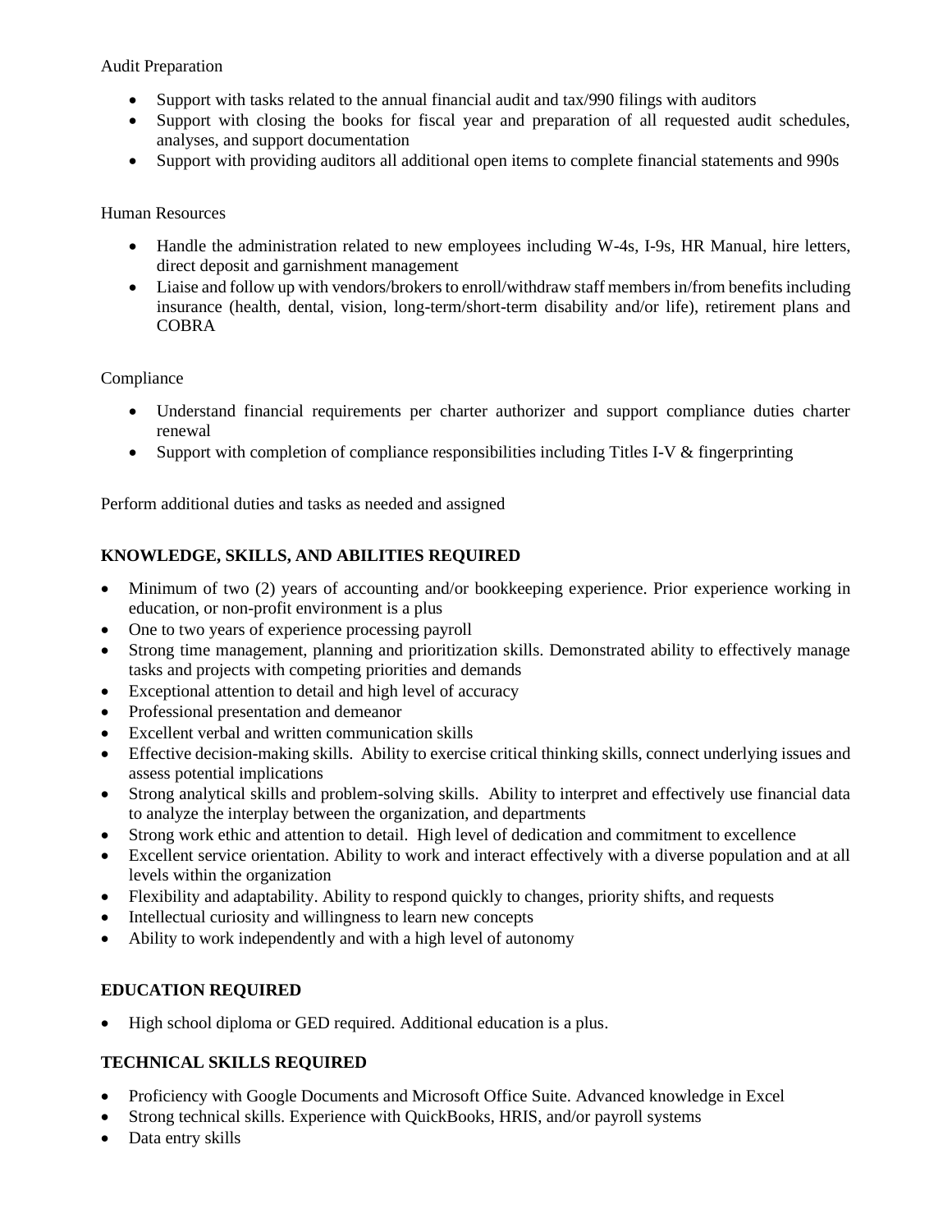Audit Preparation

- Support with tasks related to the annual financial audit and tax/990 filings with auditors
- Support with closing the books for fiscal year and preparation of all requested audit schedules, analyses, and support documentation
- Support with providing auditors all additional open items to complete financial statements and 990s

Human Resources

- Handle the administration related to new employees including W-4s, I-9s, HR Manual, hire letters, direct deposit and garnishment management
- Liaise and follow up with vendors/brokers to enroll/withdraw staff members in/from benefits including insurance (health, dental, vision, long-term/short-term disability and/or life), retirement plans and COBRA

Compliance

- Understand financial requirements per charter authorizer and support compliance duties charter renewal
- Support with completion of compliance responsibilities including Titles I-V & fingerprinting

Perform additional duties and tasks as needed and assigned

## KNOWLEDGE, SKILLS, AND ABILITIES REQUIRED

- Minimum of two (2) years of accounting and/or bookkeeping experience. Prior experience working in education, or non-profit environment is a plus
- One to two years of experience processing payroll
- Strong time management, planning and prioritization skills. Demonstrated ability to effectively manage tasks and projects with competing priorities and demands
- Exceptional attention to detail and high level of accuracy
- Professional presentation and demeanor
- Excellent verbal and written communication skills
- Effective decision-making skills. Ability to exercise critical thinking skills, connect underlying issues and assess potential implications
- Strong analytical skills and problem-solving skills. Ability to interpret and effectively use financial data to analyze the interplay between the organization, and departments
- Strong work ethic and attention to detail. High level of dedication and commitment to excellence
- Excellent service orientation. Ability to work and interact effectively with a diverse population and at all levels within the organization
- Flexibility and adaptability. Ability to respond quickly to changes, priority shifts, and requests
- Intellectual curiosity and willingness to learn new concepts
- Ability to work independently and with a high level of autonomy

## EDUCATION REQUIRED

- High school diploma or GED required. Additional education is a plus.

## TECHNICAL SKILLS REQUIRED

- Proficiency with Google Documents and Microsoft Office Suite. Advanced knowledge in Excel
- Strong technical skills. Experience with QuickBooks, HRIS, and/or payroll systems
- Data entry skills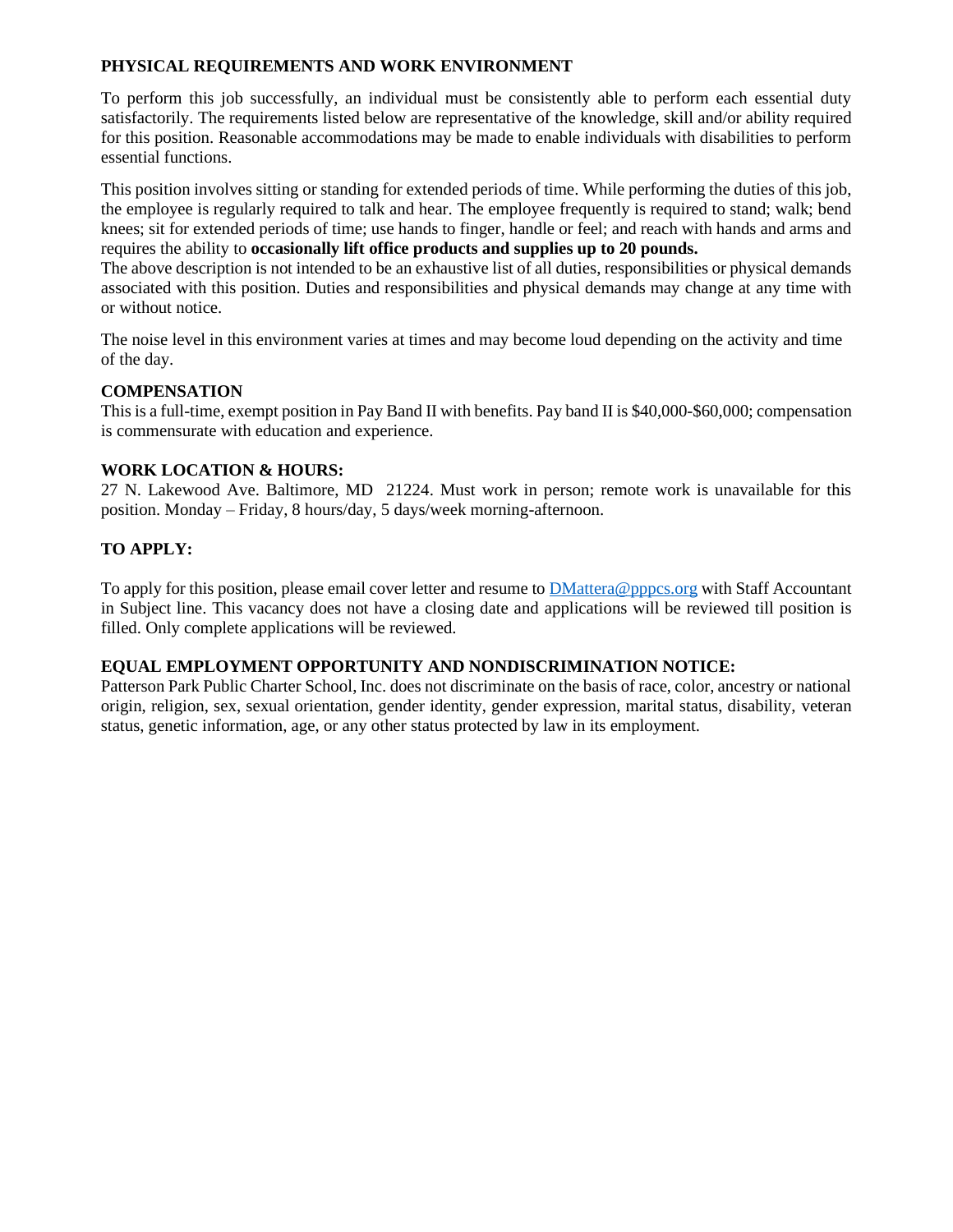**PHYSICAL REQUIREMENTS AND WORK ENVIRONMENT**

To perform this job successfully, an individual must be consistently able to perform each essential duty satisfactorily. The requirements listed below are representative of the knowledge, skill and/or ability required for this position. Reasonable accommodations may be made to enable individuals with disabilities to perform essential functions.

This position involves sitting or standing for extended periods of time. While performing the duties of this job, the employee is regularly required to talk and hear. The employee frequently is required to stand; walk; bend knees; sit for extended periods of time; use hands to finger, handle or feel; and reach with hands and arms and requires the ability to **occasionally lift office products and supplies up to 20 pounds.**
The above description is not intended to be an exhaustive list of all duties, responsibilities or physical demands associated with this position. Duties and responsibilities and physical demands may change at any time with or without notice.

The noise level in this environment varies at times and may become loud depending on the activity and time of the day.

**COMPENSATION**
This is a full-time, exempt position in Pay Band II with benefits. Pay band II is $40,000-$60,000; compensation is commensurate with education and experience.

**WORK LOCATION & HOURS:**
27 N. Lakewood Ave. Baltimore, MD 21224. Must work in person; remote work is unavailable for this position. Monday – Friday, 8 hours/day, 5 days/week morning-afternoon.

**TO APPLY:**

To apply for this position, please email cover letter and resume to [DMattera@pppcs.org](mailto:DMattera@pppcs.org) with Staff Accountant in Subject line. This vacancy does not have a closing date and applications will be reviewed till position is filled. Only complete applications will be reviewed.

**EQUAL EMPLOYMENT OPPORTUNITY AND NONDISCRIMINATION NOTICE:**
Patterson Park Public Charter School, Inc. does not discriminate on the basis of race, color, ancestry or national origin, religion, sex, sexual orientation, gender identity, gender expression, marital status, disability, veteran status, genetic information, age, or any other status protected by law in its employment.